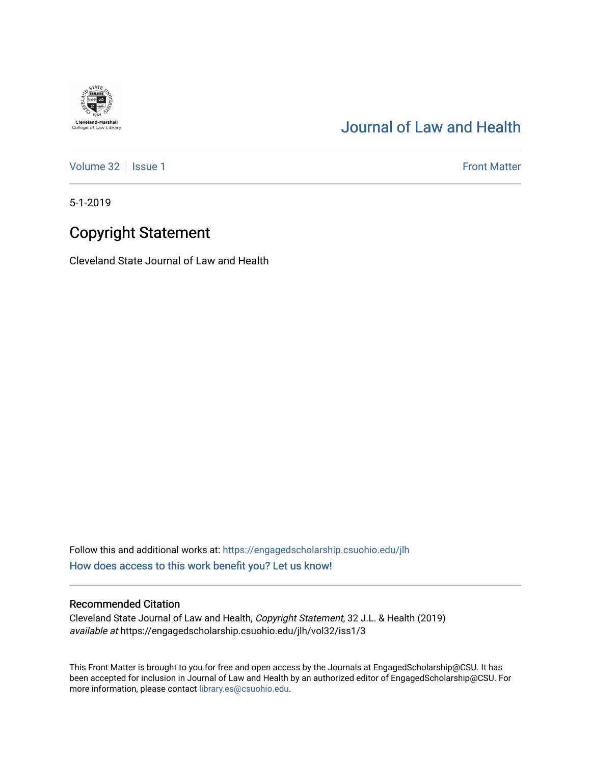Cleveland-Marshall College of Law Library

# Journal of Law and Health

Volume 32 | Issue 1 | Front Matter

5-1-2019

## Copyright Statement

Cleveland State Journal of Law and Health

Follow this and additional works at: https://engagedscholarship.csuohio.edu/jlh

How does access to this work benefit you? Let us know!

### Recommended Citation

Cleveland State Journal of Law and Health, *Copyright Statement*, 32 J.L. & Health (2019) *available at* https://engagedscholarship.csuohio.edu/jlh/vol32/iss1/3

This Front Matter is brought to you for free and open access by the Journals at EngagedScholarship@CSU. It has been accepted for inclusion in Journal of Law and Health by an authorized editor of EngagedScholarship@CSU. For more information, please contact library.es@csuohio.edu.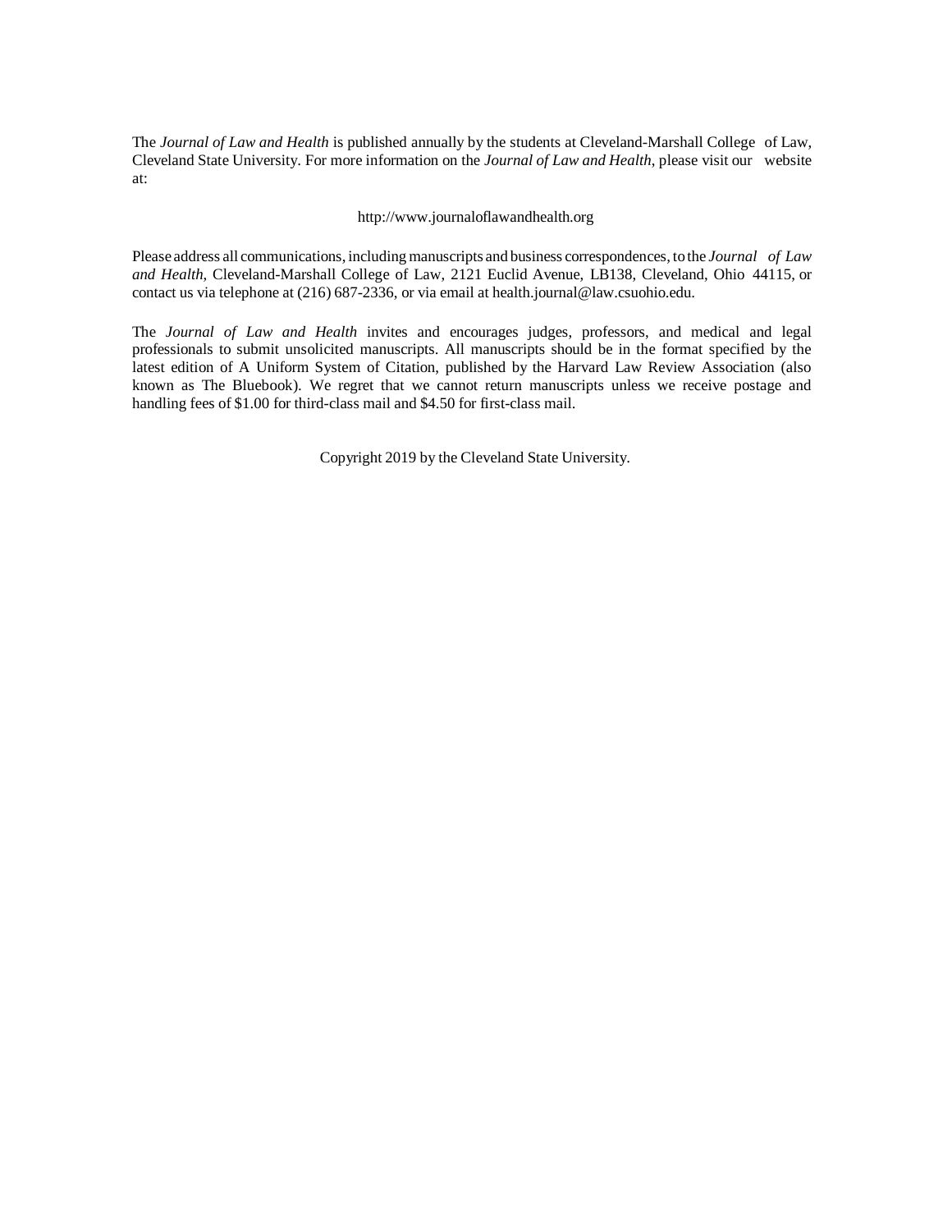The *Journal of Law and Health* is published annually by the students at Cleveland-Marshall College of Law, Cleveland State University. For more information on the *Journal of Law and Health*, please visit our website at:

http://www.journaloflawandhealth.org

Please address all communications, including manuscripts and business correspondences, to the *Journal of Law and Health*, Cleveland-Marshall College of Law, 2121 Euclid Avenue, LB138, Cleveland, Ohio 44115, or contact us via telephone at (216) 687-2336, or via email at health.journal@law.csuohio.edu.

The *Journal of Law and Health* invites and encourages judges, professors, and medical and legal professionals to submit unsolicited manuscripts. All manuscripts should be in the format specified by the latest edition of A Uniform System of Citation, published by the Harvard Law Review Association (also known as The Bluebook). We regret that we cannot return manuscripts unless we receive postage and handling fees of $1.00 for third-class mail and $4.50 for first-class mail.

Copyright 2019 by the Cleveland State University.